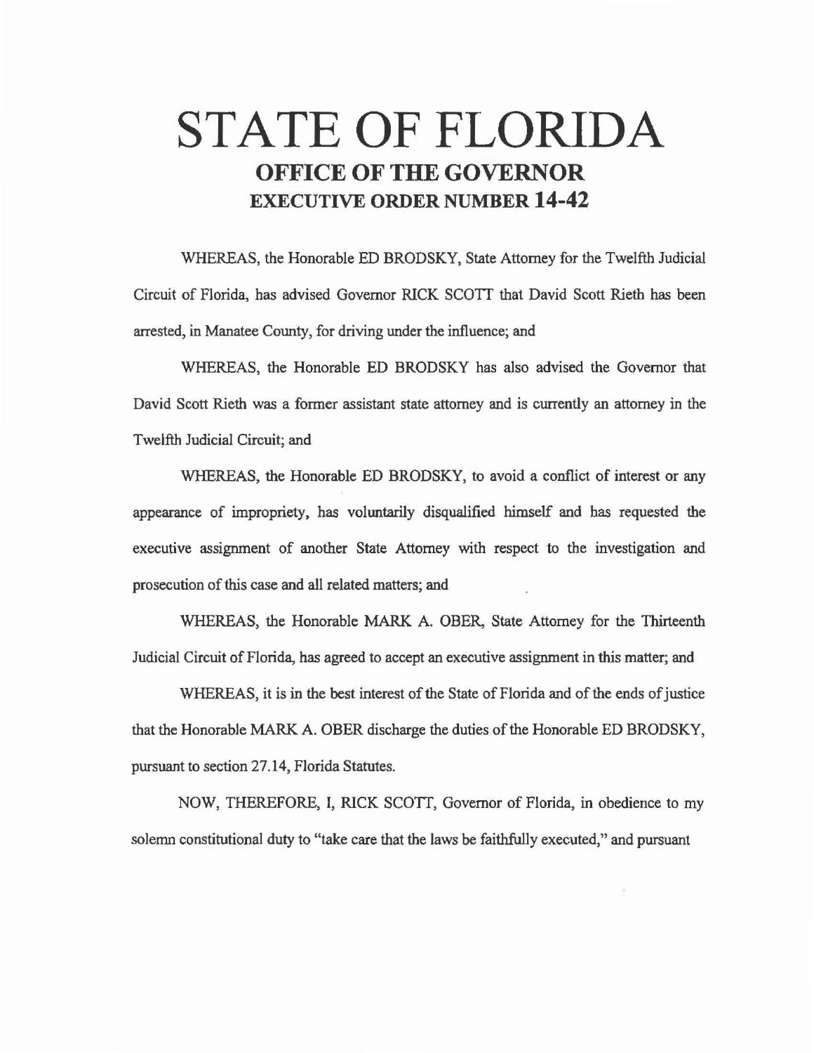# STATE OF FLORIDA

## OFFICE OF THE GOVERNOR

## EXECUTIVE ORDER NUMBER 14-42

WHEREAS, the Honorable ED BRODSKY, State Attorney for the Twelfth Judicial Circuit of Florida, has advised Governor RICK SCOTT that David Scott Rieth has been arrested, in Manatee County, for driving under the influence; and

WHEREAS, the Honorable ED BRODSKY has also advised the Governor that David Scott Rieth was a former assistant state attorney and is currently an attorney in the Twelfth Judicial Circuit; and

WHEREAS, the Honorable ED BRODSKY, to avoid a conflict of interest or any appearance of impropriety, has voluntarily disqualified himself and has requested the executive assignment of another State Attorney with respect to the investigation and prosecution of this case and all related matters; and

WHEREAS, the Honorable MARK A. OBER, State Attorney for the Thirteenth Judicial Circuit of Florida, has agreed to accept an executive assignment in this matter; and

WHEREAS, it is in the best interest of the State of Florida and of the ends of justice that the Honorable MARK A. OBER discharge the duties of the Honorable ED BRODSKY, pursuant to section 27.14, Florida Statutes.

NOW, THEREFORE, I, RICK SCOTT, Governor of Florida, in obedience to my solemn constitutional duty to "take care that the laws be faithfully executed," and pursuant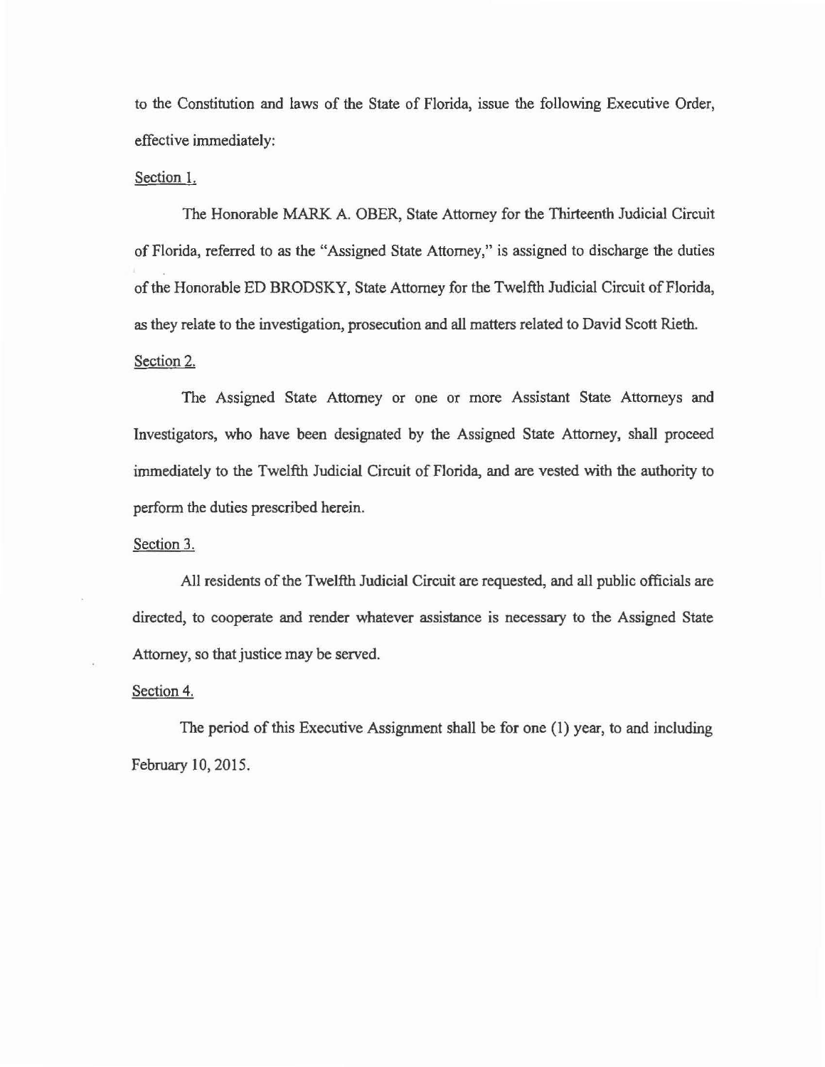to the Constitution and laws of the State of Florida, issue the following Executive Order, effective immediately:

Section 1.

The Honorable MARK A. OBER, State Attorney for the Thirteenth Judicial Circuit of Florida, referred to as the "Assigned State Attorney," is assigned to discharge the duties of the Honorable ED BRODSKY, State Attorney for the Twelfth Judicial Circuit of Florida, as they relate to the investigation, prosecution and all matters related to David Scott Rieth.

Section 2.

The Assigned State Attorney or one or more Assistant State Attorneys and Investigators, who have been designated by the Assigned State Attorney, shall proceed immediately to the Twelfth Judicial Circuit of Florida, and are vested with the authority to perform the duties prescribed herein.

Section 3.

All residents of the Twelfth Judicial Circuit are requested, and all public officials are directed, to cooperate and render whatever assistance is necessary to the Assigned State Attorney, so that justice may be served.

Section 4.

The period of this Executive Assignment shall be for one (1) year, to and including February 10, 2015.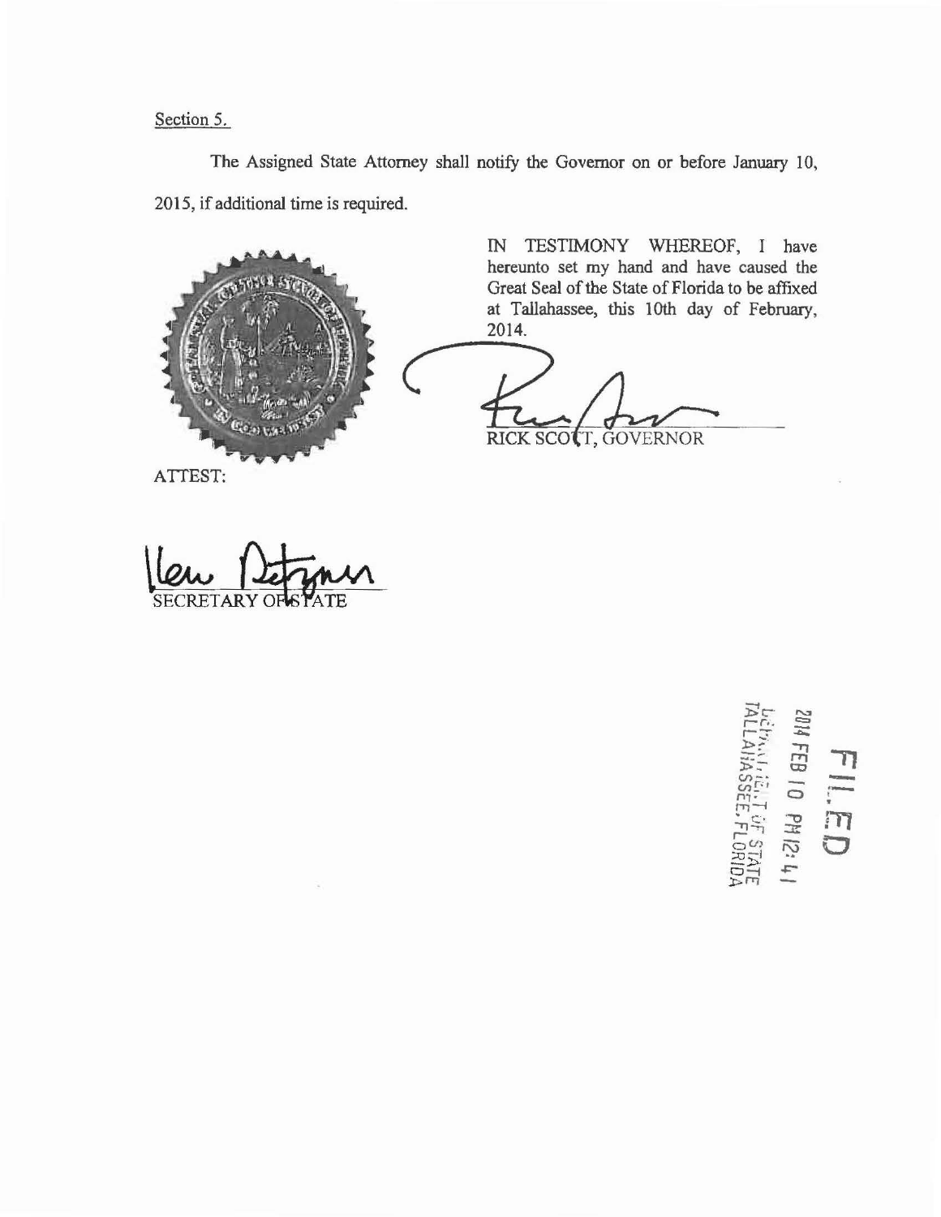Section 5.

The Assigned State Attorney shall notify the Governor on or before January 10, 2015, if additional time is required.

IN TESTIMONY WHEREOF, I have hereunto set my hand and have caused the Great Seal of the State of Florida to be affixed at Tallahassee, this 10th day of February, 2014.

RICK SCOTT, GOVERNOR

ATTEST:

SECRETARY OF STATE

FILED

2014 FEB 10 PM 12:41

DEPARTMENT OF STATE
TALLAHASSEE, FLORIDA